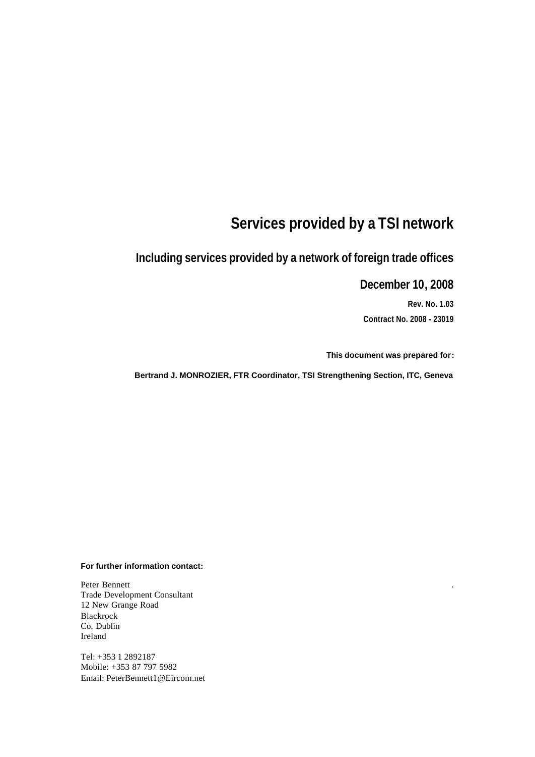# Services provided by a TSI network

## Including services provided by a network of foreign trade offices

## December 10, 2008

**Rev. No. 1.03**

**Contract No. 2008 - 23019**

**This document was prepared for:**

**Bertrand J. MONROZIER, FTR Coordinator, TSI Strengthening Section, ITC, Geneva**

**For further information contact:**

Peter Bennett  
Trade Development Consultant  
12 New Grange Road  
Blackrock  
Co. Dublin  
Ireland

Tel: +353 1 2892187  
Mobile: +353 87 797 5982  
Email: PeterBennett1@Eircom.net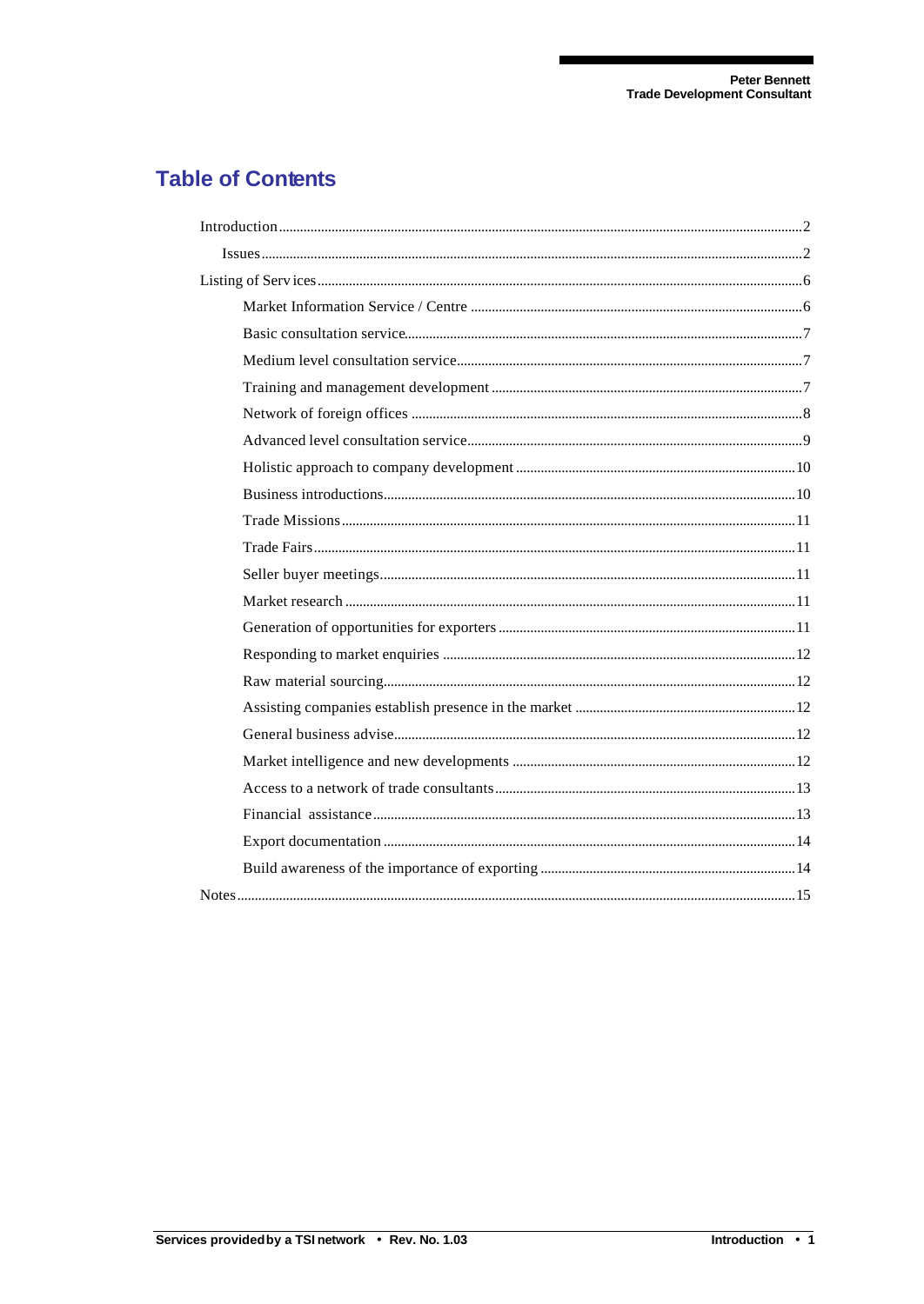# Table of Contents

- Introduction ........ 2
  - Issues ........ 2
- Listing of Services ........ 6
  - Market Information Service / Centre ........ 6
  - Basic consultation service ........ 7
  - Medium level consultation service ........ 7
  - Training and management development ........ 7
  - Network of foreign offices ........ 8
  - Advanced level consultation service ........ 9
  - Holistic approach to company development ........ 10
  - Business introductions ........ 10
  - Trade Missions ........ 11
  - Trade Fairs ........ 11
  - Seller buyer meetings ........ 11
  - Market research ........ 11
  - Generation of opportunities for exporters ........ 11
  - Responding to market enquiries ........ 12
  - Raw material sourcing ........ 12
  - Assisting companies establish presence in the market ........ 12
  - General business advise ........ 12
  - Market intelligence and new developments ........ 12
  - Access to a network of trade consultants ........ 13
  - Financial assistance ........ 13
  - Export documentation ........ 14
  - Build awareness of the importance of exporting ........ 14
- Notes ........ 15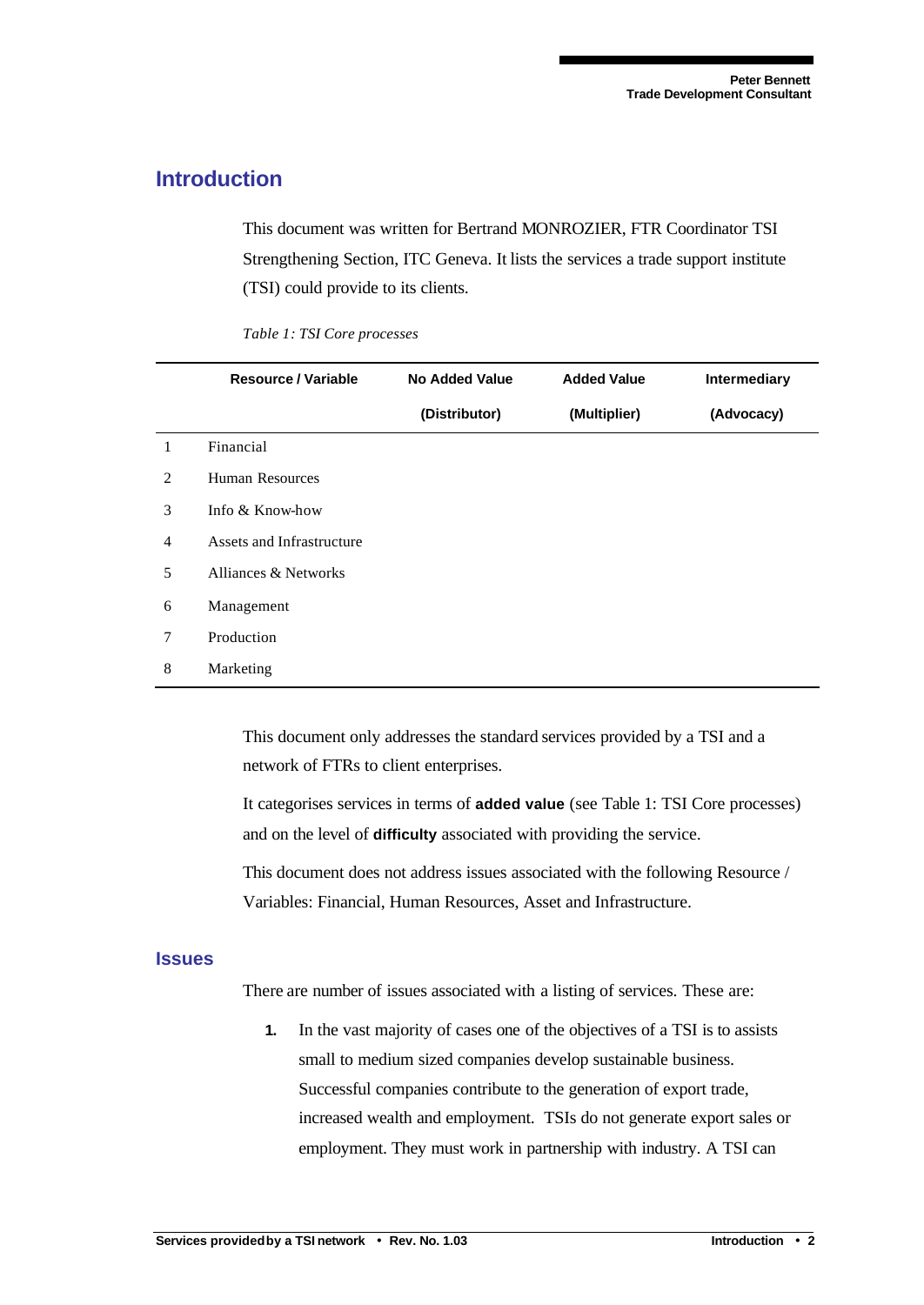## Introduction

This document was written for Bertrand MONROZIER, FTR Coordinator TSI Strengthening Section, ITC Geneva. It lists the services a trade support institute (TSI) could provide to its clients.

*Table 1: TSI Core processes*

| | Resource / Variable | No Added Value (Distributor) | Added Value (Multiplier) | Intermediary (Advocacy) |
|---|---|---|---|---|
| 1 | Financial | | | |
| 2 | Human Resources | | | |
| 3 | Info & Know-how | | | |
| 4 | Assets and Infrastructure | | | |
| 5 | Alliances & Networks | | | |
| 6 | Management | | | |
| 7 | Production | | | |
| 8 | Marketing | | | |

This document only addresses the standard services provided by a TSI and a network of FTRs to client enterprises.

It categorises services in terms of **added value** (see Table 1: TSI Core processes) and on the level of **difficulty** associated with providing the service.

This document does not address issues associated with the following Resource / Variables: Financial, Human Resources, Asset and Infrastructure.

### Issues

There are number of issues associated with a listing of services. These are:

1. In the vast majority of cases one of the objectives of a TSI is to assists small to medium sized companies develop sustainable business. Successful companies contribute to the generation of export trade, increased wealth and employment. TSIs do not generate export sales or employment. They must work in partnership with industry. A TSI can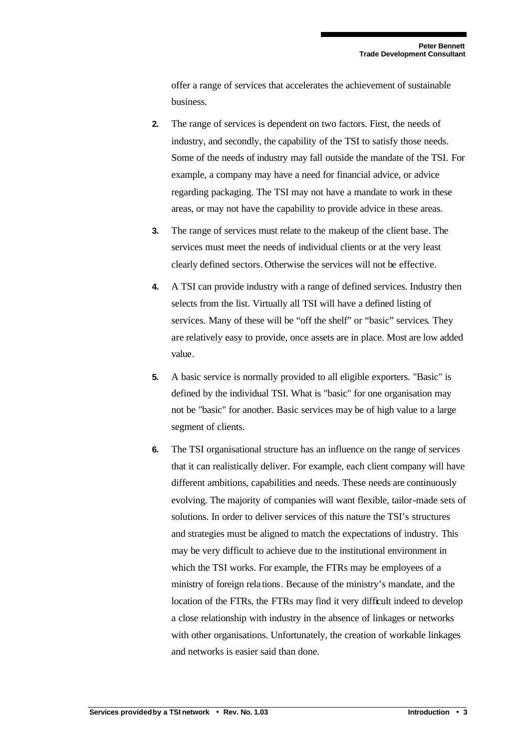offer a range of services that accelerates the achievement of sustainable business.

2. The range of services is dependent on two factors. First, the needs of industry, and secondly, the capability of the TSI to satisfy those needs. Some of the needs of industry may fall outside the mandate of the TSI. For example, a company may have a need for financial advice, or advice regarding packaging. The TSI may not have a mandate to work in these areas, or may not have the capability to provide advice in these areas.

3. The range of services must relate to the makeup of the client base. The services must meet the needs of individual clients or at the very least clearly defined sectors. Otherwise the services will not be effective.

4. A TSI can provide industry with a range of defined services. Industry then selects from the list. Virtually all TSI will have a defined listing of services. Many of these will be "off the shelf" or "basic" services. They are relatively easy to provide, once assets are in place. Most are low added value.

5. A basic service is normally provided to all eligible exporters. "Basic" is defined by the individual TSI. What is "basic" for one organisation may not be "basic" for another. Basic services may be of high value to a large segment of clients.

6. The TSI organisational structure has an influence on the range of services that it can realistically deliver. For example, each client company will have different ambitions, capabilities and needs. These needs are continuously evolving. The majority of companies will want flexible, tailor-made sets of solutions. In order to deliver services of this nature the TSI's structures and strategies must be aligned to match the expectations of industry. This may be very difficult to achieve due to the institutional environment in which the TSI works. For example, the FTRs may be employees of a ministry of foreign relations. Because of the ministry's mandate, and the location of the FTRs, the FTRs may find it very difficult indeed to develop a close relationship with industry in the absence of linkages or networks with other organisations. Unfortunately, the creation of workable linkages and networks is easier said than done.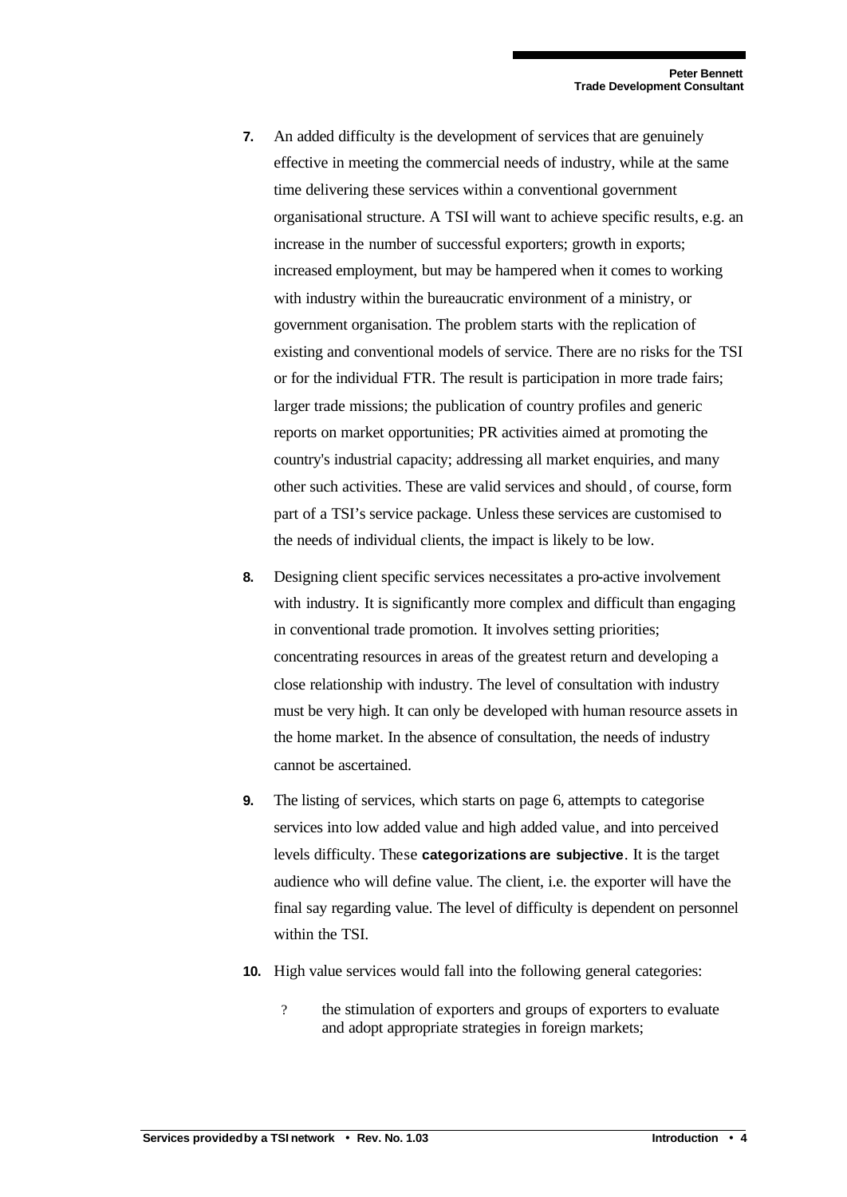**7.** An added difficulty is the development of services that are genuinely effective in meeting the commercial needs of industry, while at the same time delivering these services within a conventional government organisational structure. A TSI will want to achieve specific results, e.g. an increase in the number of successful exporters; growth in exports; increased employment, but may be hampered when it comes to working with industry within the bureaucratic environment of a ministry, or government organisation. The problem starts with the replication of existing and conventional models of service. There are no risks for the TSI or for the individual FTR. The result is participation in more trade fairs; larger trade missions; the publication of country profiles and generic reports on market opportunities; PR activities aimed at promoting the country's industrial capacity; addressing all market enquiries, and many other such activities. These are valid services and should, of course, form part of a TSI's service package. Unless these services are customised to the needs of individual clients, the impact is likely to be low.

**8.** Designing client specific services necessitates a pro-active involvement with industry. It is significantly more complex and difficult than engaging in conventional trade promotion. It involves setting priorities; concentrating resources in areas of the greatest return and developing a close relationship with industry. The level of consultation with industry must be very high. It can only be developed with human resource assets in the home market. In the absence of consultation, the needs of industry cannot be ascertained.

**9.** The listing of services, which starts on page 6, attempts to categorise services into low added value and high added value, and into perceived levels difficulty. These **categorizations are subjective**. It is the target audience who will define value. The client, i.e. the exporter will have the final say regarding value. The level of difficulty is dependent on personnel within the TSI.

**10.** High value services would fall into the following general categories:

- the stimulation of exporters and groups of exporters to evaluate and adopt appropriate strategies in foreign markets;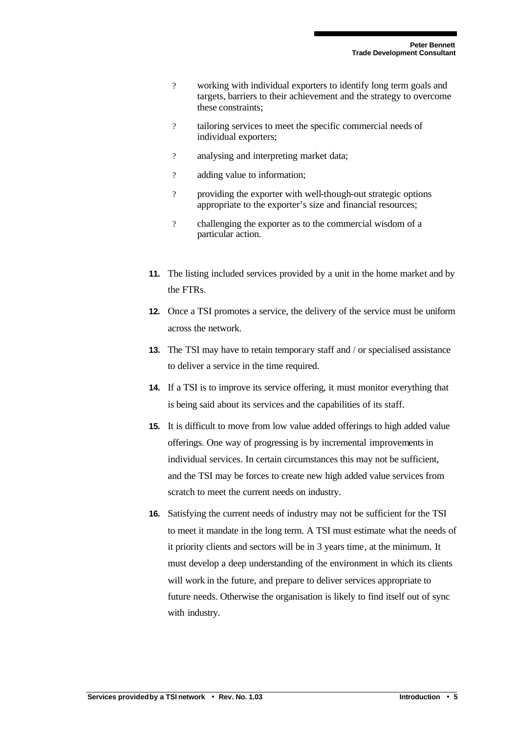- working with individual exporters to identify long term goals and targets, barriers to their achievement and the strategy to overcome these constraints;
- tailoring services to meet the specific commercial needs of individual exporters;
- analysing and interpreting market data;
- adding value to information;
- providing the exporter with well-though-out strategic options appropriate to the exporter's size and financial resources;
- challenging the exporter as to the commercial wisdom of a particular action.

**11.** The listing included services provided by a unit in the home market and by the FTRs.

**12.** Once a TSI promotes a service, the delivery of the service must be uniform across the network.

**13.** The TSI may have to retain temporary staff and / or specialised assistance to deliver a service in the time required.

**14.** If a TSI is to improve its service offering, it must monitor everything that is being said about its services and the capabilities of its staff.

**15.** It is difficult to move from low value added offerings to high added value offerings. One way of progressing is by incremental improvements in individual services. In certain circumstances this may not be sufficient, and the TSI may be forces to create new high added value services from scratch to meet the current needs on industry.

**16.** Satisfying the current needs of industry may not be sufficient for the TSI to meet it mandate in the long term. A TSI must estimate what the needs of it priority clients and sectors will be in 3 years time, at the minimum. It must develop a deep understanding of the environment in which its clients will work in the future, and prepare to deliver services appropriate to future needs. Otherwise the organisation is likely to find itself out of sync with industry.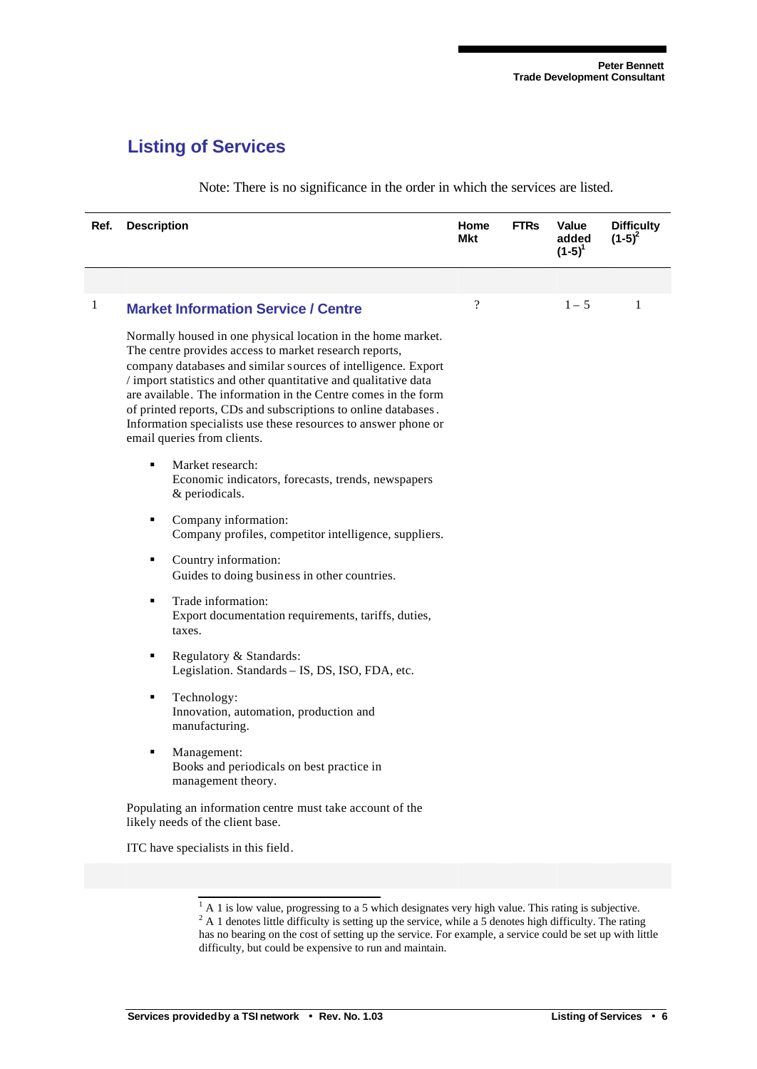## Listing of Services

Note: There is no significance in the order in which the services are listed.

| Ref. | Description | Home Mkt | FTRs | Value added (1-5)[1] | Difficulty (1-5)[2] |
|---|---|---|---|---|---|
| 1 | **Market Information Service / Centre** | ? | | 1 – 5 | 1 |

Normally housed in one physical location in the home market. The centre provides access to market research reports, company databases and similar sources of intelligence. Export / import statistics and other quantitative and qualitative data are available. The information in the Centre comes in the form of printed reports, CDs and subscriptions to online databases. Information specialists use these resources to answer phone or email queries from clients.

- Market research:
  Economic indicators, forecasts, trends, newspapers & periodicals.
- Company information:
  Company profiles, competitor intelligence, suppliers.
- Country information:
  Guides to doing business in other countries.
- Trade information:
  Export documentation requirements, tariffs, duties, taxes.
- Regulatory & Standards:
  Legislation. Standards – IS, DS, ISO, FDA, etc.
- Technology:
  Innovation, automation, production and manufacturing.
- Management:
  Books and periodicals on best practice in management theory.

Populating an information centre must take account of the likely needs of the client base.

ITC have specialists in this field.

[1] A 1 is low value, progressing to a 5 which designates very high value. This rating is subjective.

[2] A 1 denotes little difficulty is setting up the service, while a 5 denotes high difficulty. The rating has no bearing on the cost of setting up the service. For example, a service could be set up with little difficulty, but could be expensive to run and maintain.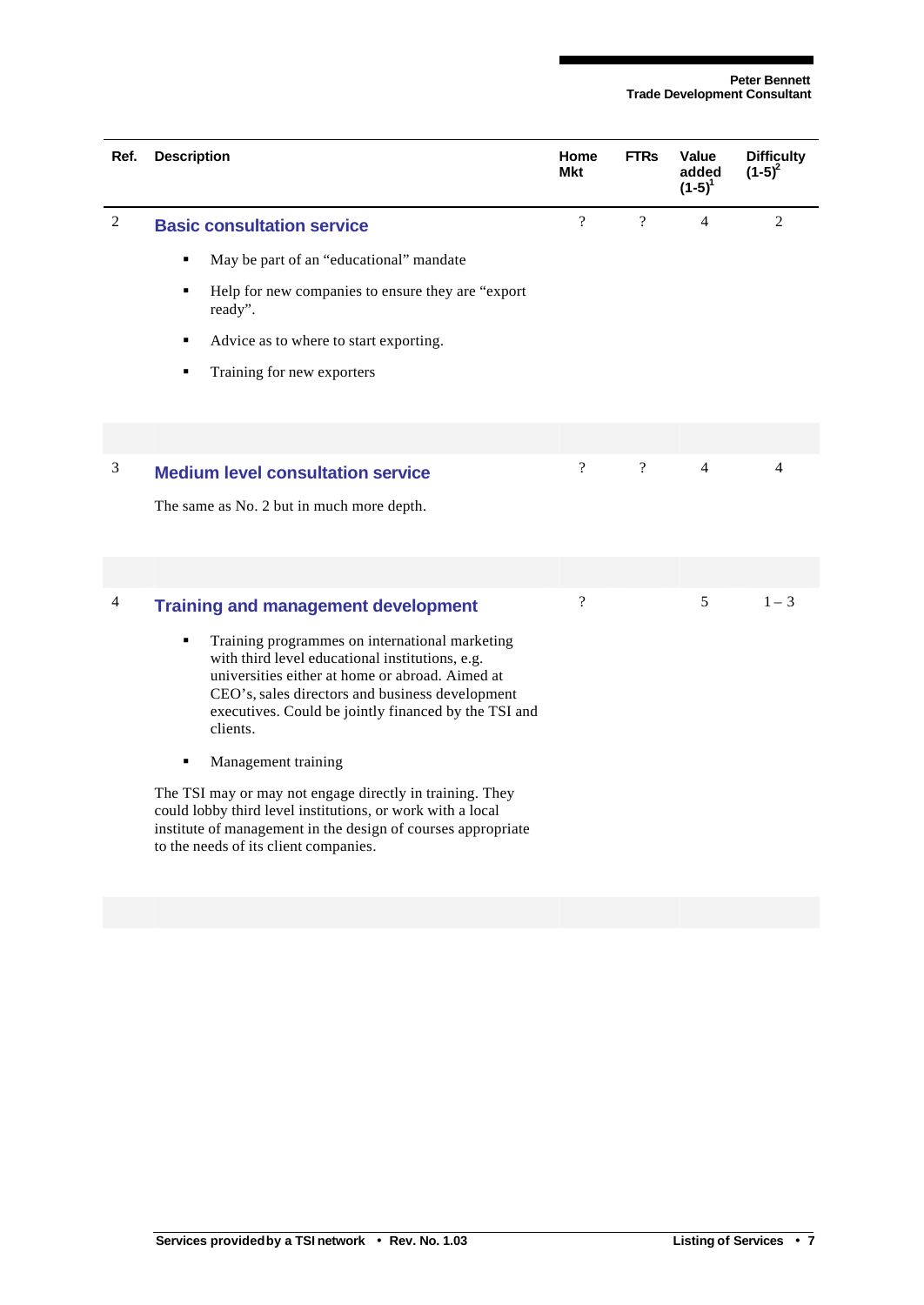| Ref. | Description | Home Mkt | FTRs | Value added (1-5)[1] | Difficulty (1-5)[2] |
|---|---|---|---|---|---|
| 2 | **Basic consultation service**<br>▪ May be part of an "educational" mandate<br>▪ Help for new companies to ensure they are "export ready".<br>▪ Advice as to where to start exporting.<br>▪ Training for new exporters | ? | ? | 4 | 2 |
| 3 | **Medium level consultation service**<br>The same as No. 2 but in much more depth. | ? | ? | 4 | 4 |
| 4 | **Training and management development**<br>▪ Training programmes on international marketing with third level educational institutions, e.g. universities either at home or abroad. Aimed at CEO's, sales directors and business development executives. Could be jointly financed by the TSI and clients.<br>▪ Management training<br>The TSI may or may not engage directly in training. They could lobby third level institutions, or work with a local institute of management in the design of courses appropriate to the needs of its client companies. | ? | | 5 | 1 – 3 |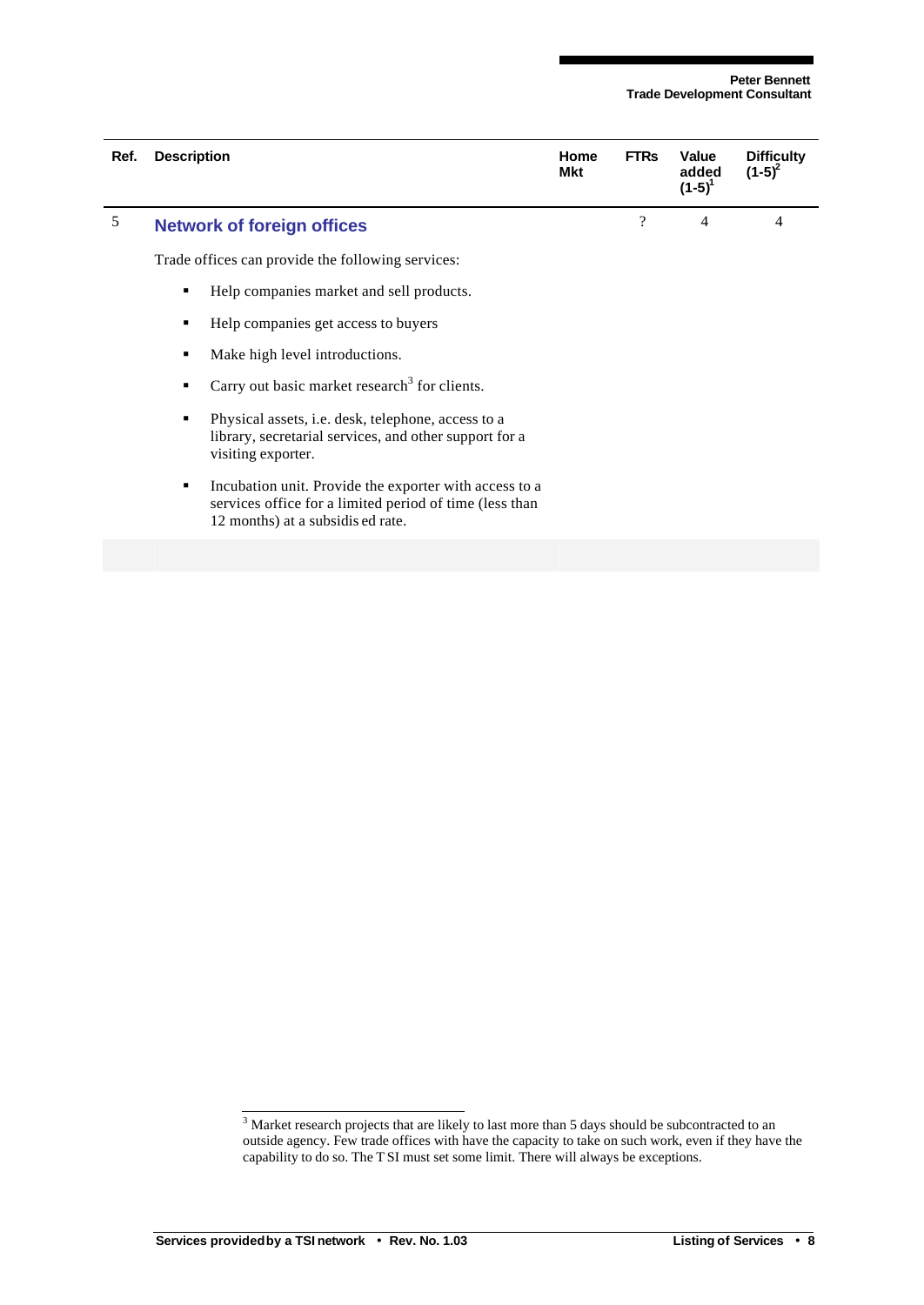| Ref. | Description | Home Mkt | FTRs | Value added (1-5)[1] | Difficulty (1-5)[2] |
|---|---|---|---|---|---|
| 5 | **Network of foreign offices** | | ? | 4 | 4 |

Trade offices can provide the following services:

- Help companies market and sell products.
- Help companies get access to buyers
- Make high level introductions.
- Carry out basic market research[3] for clients.
- Physical assets, i.e. desk, telephone, access to a library, secretarial services, and other support for a visiting exporter.
- Incubation unit. Provide the exporter with access to a services office for a limited period of time (less than 12 months) at a subsidis ed rate.

---

[3] Market research projects that are likely to last more than 5 days should be subcontracted to an outside agency. Few trade offices with have the capacity to take on such work, even if they have the capability to do so. The T SI must set some limit. There will always be exceptions.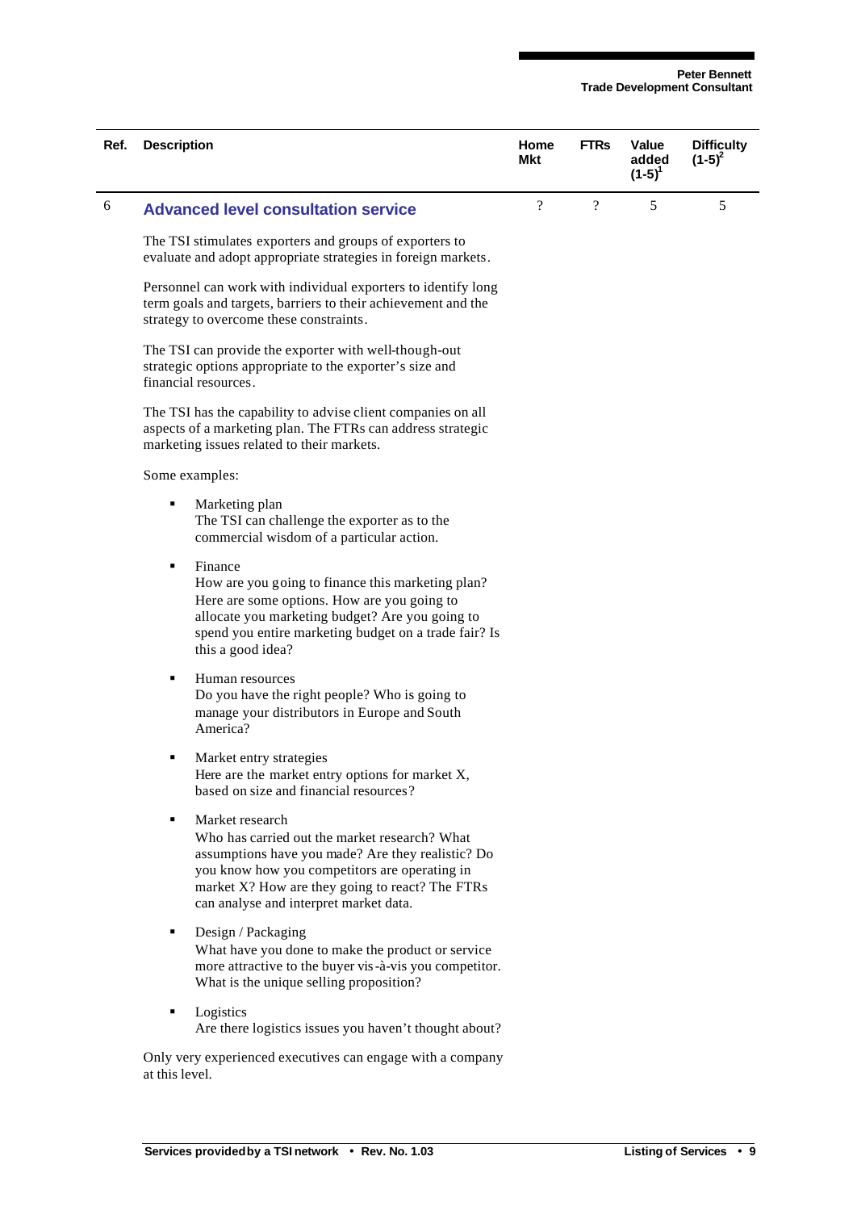| Ref. | Description | Home Mkt | FTRs | Value added (1-5)[1] | Difficulty (1-5)[2] |
|---|---|---|---|---|---|
| 6 | **Advanced level consultation service** | ? | ? | 5 | 5 |

The TSI stimulates exporters and groups of exporters to evaluate and adopt appropriate strategies in foreign markets.

Personnel can work with individual exporters to identify long term goals and targets, barriers to their achievement and the strategy to overcome these constraints.

The TSI can provide the exporter with well-though-out strategic options appropriate to the exporter's size and financial resources.

The TSI has the capability to advise client companies on all aspects of a marketing plan. The FTRs can address strategic marketing issues related to their markets.

Some examples:

- Marketing plan
  The TSI can challenge the exporter as to the commercial wisdom of a particular action.
- Finance
  How are you going to finance this marketing plan? Here are some options. How are you going to allocate you marketing budget? Are you going to spend you entire marketing budget on a trade fair? Is this a good idea?
- Human resources
  Do you have the right people? Who is going to manage your distributors in Europe and South America?
- Market entry strategies
  Here are the market entry options for market X, based on size and financial resources?
- Market research
  Who has carried out the market research? What assumptions have you made? Are they realistic? Do you know how you competitors are operating in market X? How are they going to react? The FTRs can analyse and interpret market data.
- Design / Packaging
  What have you done to make the product or service more attractive to the buyer vis-à-vis you competitor. What is the unique selling proposition?
- Logistics
  Are there logistics issues you haven't thought about?

Only very experienced executives can engage with a company at this level.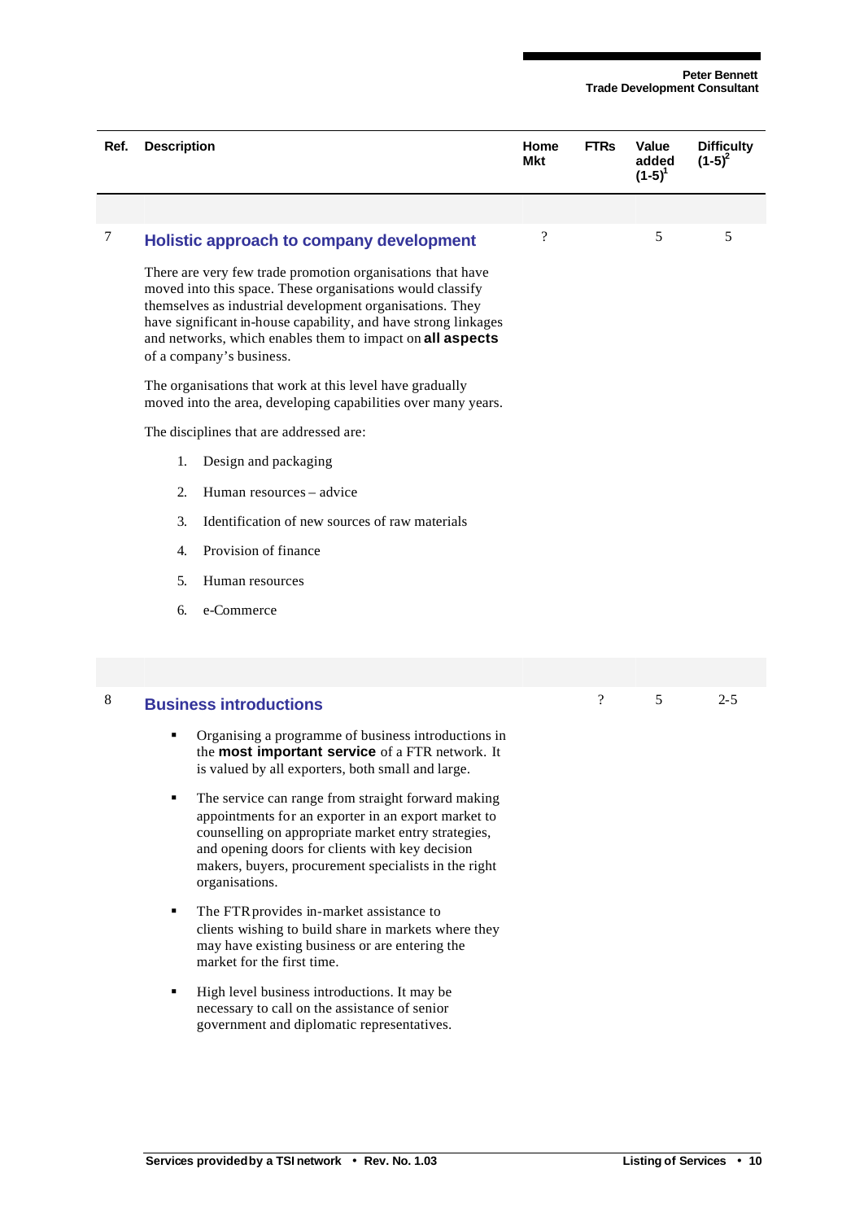| Ref. | Description | Home Mkt | FTRs | Value added (1-5)[1] | Difficulty (1-5)[2] |
|---|---|---|---|---|---|
| 7 | **Holistic approach to company development** | ? | | 5 | 5 |

There are very few trade promotion organisations that have moved into this space. These organisations would classify themselves as industrial development organisations. They have significant in-house capability, and have strong linkages and networks, which enables them to impact on **all aspects** of a company's business.

The organisations that work at this level have gradually moved into the area, developing capabilities over many years.

The disciplines that are addressed are:

1. Design and packaging
2. Human resources – advice
3. Identification of new sources of raw materials
4. Provision of finance
5. Human resources
6. e-Commerce

| Ref. | Description | Home Mkt | FTRs | Value added (1-5)[1] | Difficulty (1-5)[2] |
|---|---|---|---|---|---|
| 8 | **Business introductions** | | ? | 5 | 2-5 |

- Organising a programme of business introductions in the **most important service** of a FTR network. It is valued by all exporters, both small and large.
- The service can range from straight forward making appointments for an exporter in an export market to counselling on appropriate market entry strategies, and opening doors for clients with key decision makers, buyers, procurement specialists in the right organisations.
- The FTR provides in-market assistance to clients wishing to build share in markets where they may have existing business or are entering the market for the first time.
- High level business introductions. It may be necessary to call on the assistance of senior government and diplomatic representatives.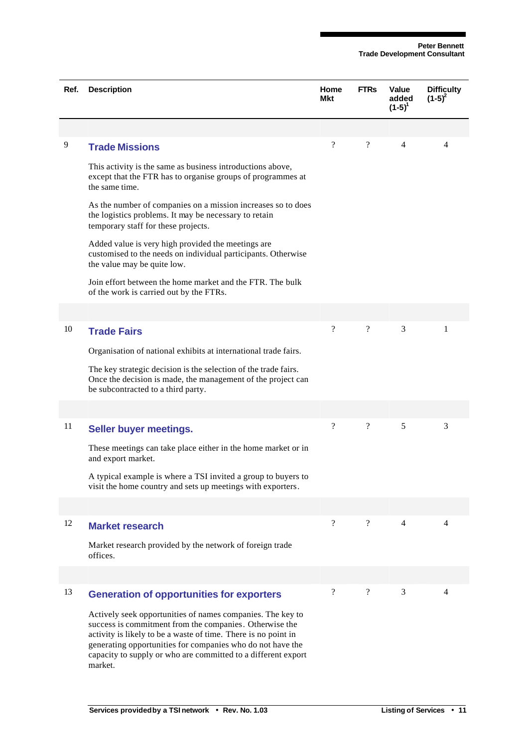| Ref. | Description | Home Mkt | FTRs | Value added (1-5)[1] | Difficulty (1-5)[2] |
|---|---|---|---|---|---|
| 9 | **Trade Missions**<br><br>This activity is the same as business introductions above, except that the FTR has to organise groups of programmes at the same time.<br><br>As the number of companies on a mission increases so to does the logistics problems. It may be necessary to retain temporary staff for these projects.<br><br>Added value is very high provided the meetings are customised to the needs on individual participants. Otherwise the value may be quite low.<br><br>Join effort between the home market and the FTR. The bulk of the work is carried out by the FTRs. | ? | ? | 4 | 4 |
| 10 | **Trade Fairs**<br><br>Organisation of national exhibits at international trade fairs.<br><br>The key strategic decision is the selection of the trade fairs. Once the decision is made, the management of the project can be subcontracted to a third party. | ? | ? | 3 | 1 |
| 11 | **Seller buyer meetings.**<br><br>These meetings can take place either in the home market or in and export market.<br><br>A typical example is where a TSI invited a group to buyers to visit the home country and sets up meetings with exporters. | ? | ? | 5 | 3 |
| 12 | **Market research**<br><br>Market research provided by the network of foreign trade offices. | ? | ? | 4 | 4 |
| 13 | **Generation of opportunities for exporters**<br><br>Actively seek opportunities of names companies. The key to success is commitment from the companies. Otherwise the activity is likely to be a waste of time. There is no point in generating opportunities for companies who do not have the capacity to supply or who are committed to a different export market. | ? | ? | 3 | 4 |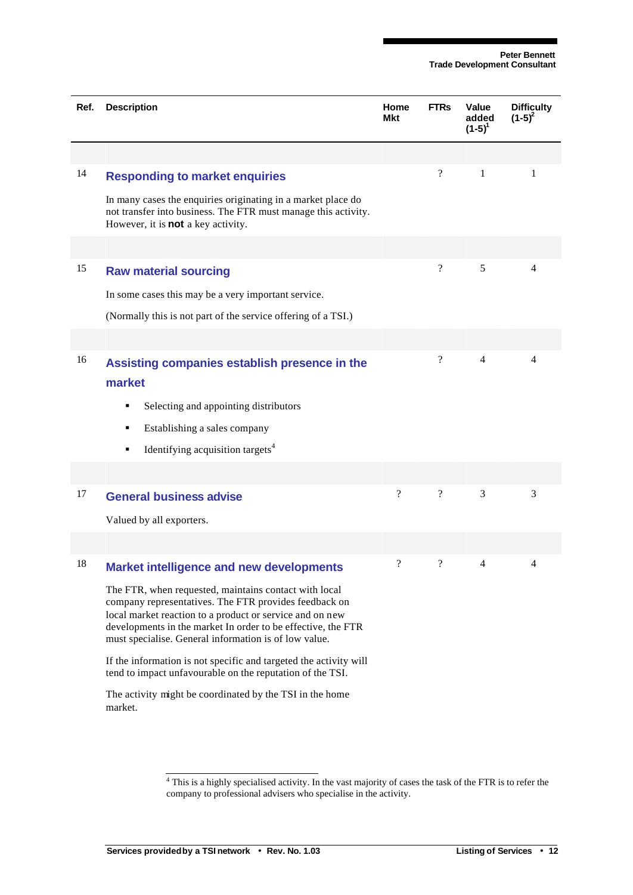| Ref. | Description | Home Mkt | FTRs | Value added (1-5)[1] | Difficulty (1-5)[2] |
|---|---|---|---|---|---|
| 14 | **Responding to market enquiries**<br><br>In many cases the enquiries originating in a market place do not transfer into business. The FTR must manage this activity. However, it is **not** a key activity. | | ? | 1 | 1 |
| 15 | **Raw material sourcing**<br><br>In some cases this may be a very important service.<br><br>(Normally this is not part of the service offering of a TSI.) | | ? | 5 | 4 |
| 16 | **Assisting companies establish presence in the market**<br><br>▪ Selecting and appointing distributors<br>▪ Establishing a sales company<br>▪ Identifying acquisition targets[4] | | ? | 4 | 4 |
| 17 | **General business advise**<br><br>Valued by all exporters. | ? | ? | 3 | 3 |
| 18 | **Market intelligence and new developments**<br><br>The FTR, when requested, maintains contact with local company representatives. The FTR provides feedback on local market reaction to a product or service and on new developments in the market In order to be effective, the FTR must specialise. General information is of low value.<br><br>If the information is not specific and targeted the activity will tend to impact unfavourable on the reputation of the TSI.<br><br>The activity might be coordinated by the TSI in the home market. | ? | ? | 4 | 4 |

[4] This is a highly specialised activity. In the vast majority of cases the task of the FTR is to refer the company to professional advisers who specialise in the activity.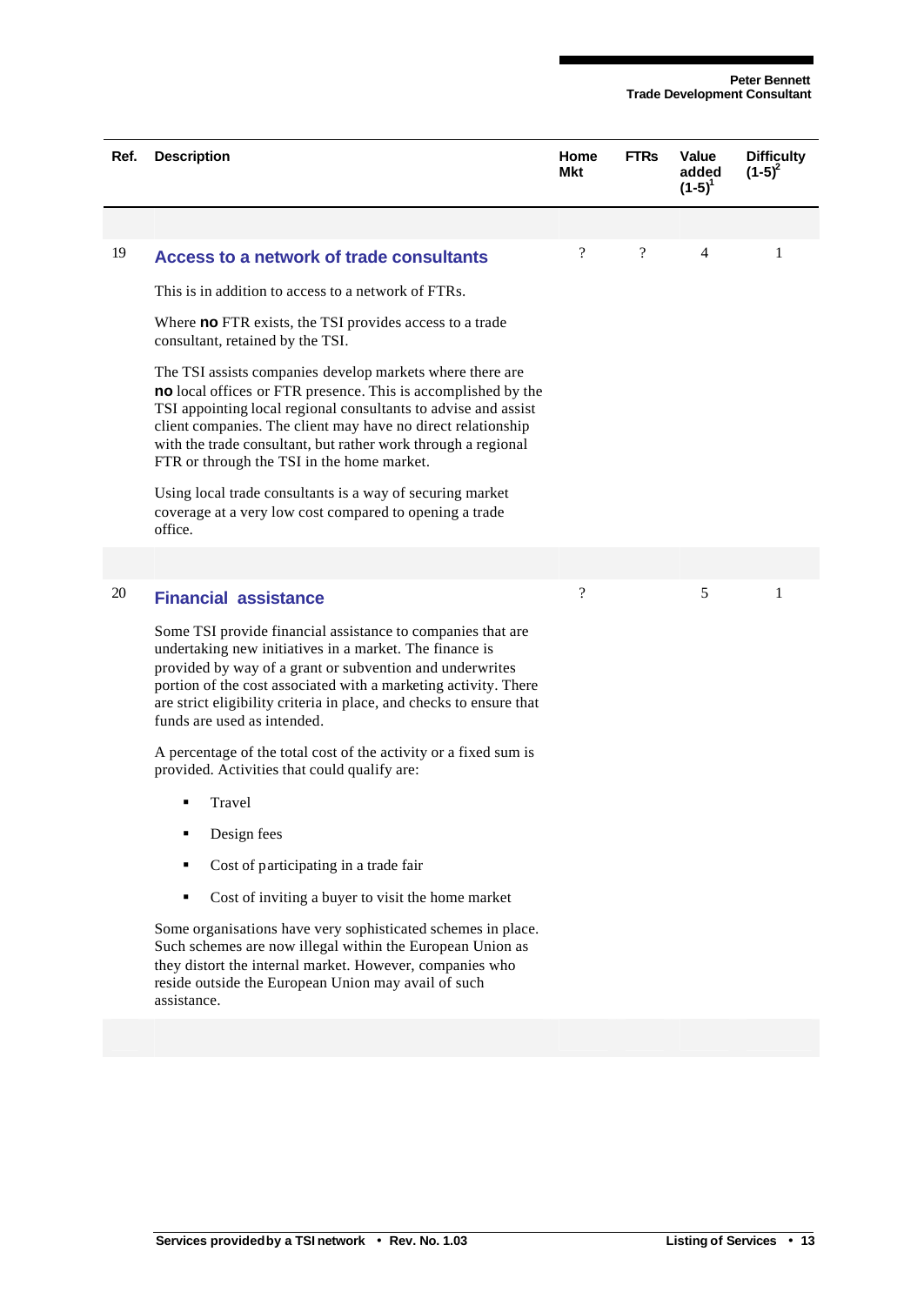| Ref. | Description | Home Mkt | FTRs | Value added (1-5)[1] | Difficulty (1-5)[2] |
|---|---|---|---|---|---|
| 19 | **Access to a network of trade consultants** | ? | ? | 4 | 1 |
| 20 | **Financial assistance** | ? | | 5 | 1 |

## 19 Access to a network of trade consultants

This is in addition to access to a network of FTRs.

Where **no** FTR exists, the TSI provides access to a trade consultant, retained by the TSI.

The TSI assists companies develop markets where there are **no** local offices or FTR presence. This is accomplished by the TSI appointing local regional consultants to advise and assist client companies. The client may have no direct relationship with the trade consultant, but rather work through a regional FTR or through the TSI in the home market.

Using local trade consultants is a way of securing market coverage at a very low cost compared to opening a trade office.

## 20 Financial assistance

Some TSI provide financial assistance to companies that are undertaking new initiatives in a market. The finance is provided by way of a grant or subvention and underwrites portion of the cost associated with a marketing activity. There are strict eligibility criteria in place, and checks to ensure that funds are used as intended.

A percentage of the total cost of the activity or a fixed sum is provided. Activities that could qualify are:

- Travel
- Design fees
- Cost of participating in a trade fair
- Cost of inviting a buyer to visit the home market

Some organisations have very sophisticated schemes in place. Such schemes are now illegal within the European Union as they distort the internal market. However, companies who reside outside the European Union may avail of such assistance.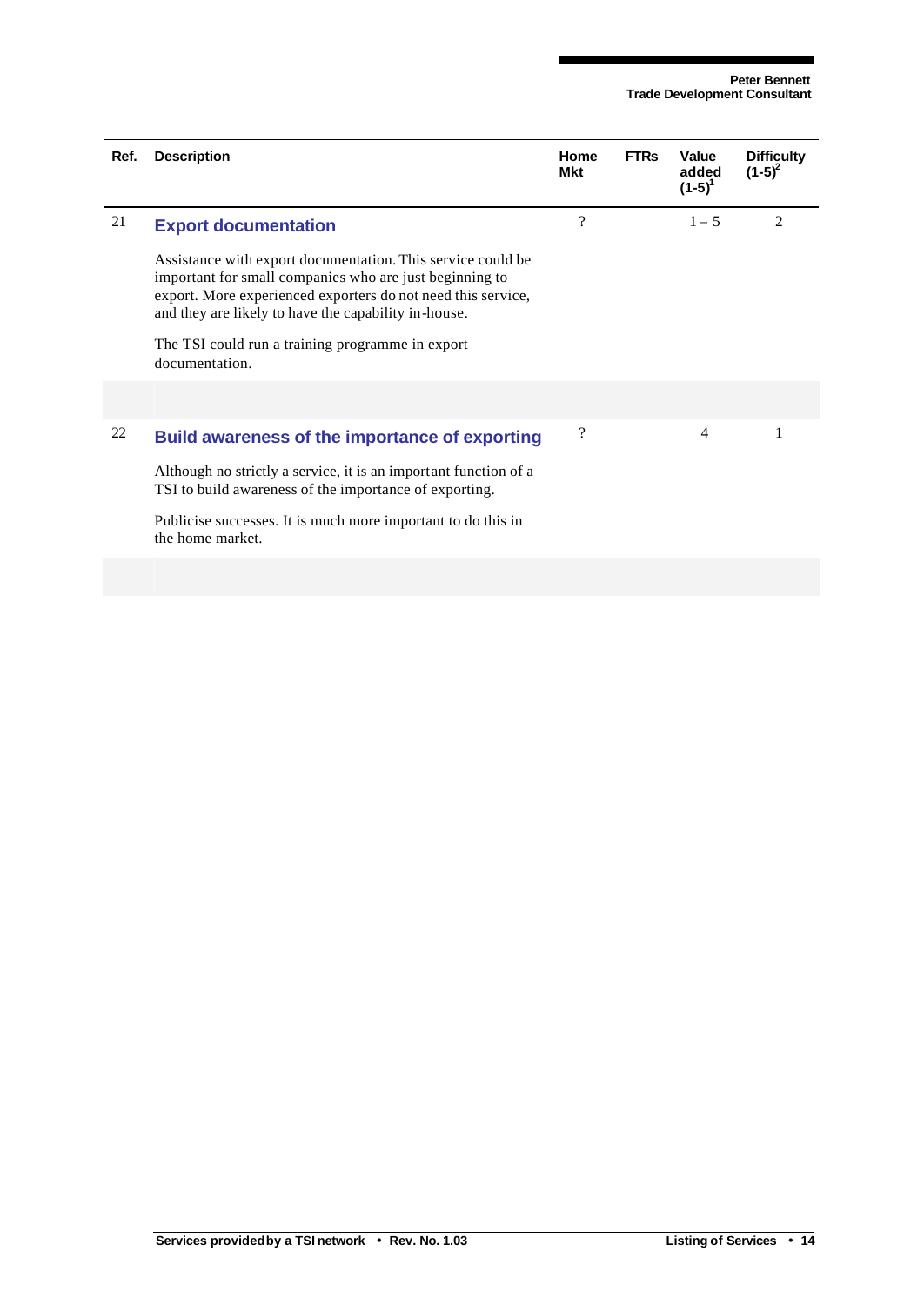| Ref. | Description | Home Mkt | FTRs | Value added (1-5)[1] | Difficulty (1-5)[2] |
|---|---|---|---|---|---|
| 21 | **Export documentation**<br><br>Assistance with export documentation. This service could be important for small companies who are just beginning to export. More experienced exporters do not need this service, and they are likely to have the capability in-house.<br><br>The TSI could run a training programme in export documentation. | ? | | 1 – 5 | 2 |
| 22 | **Build awareness of the importance of exporting**<br><br>Although no strictly a service, it is an important function of a TSI to build awareness of the importance of exporting.<br><br>Publicise successes. It is much more important to do this in the home market. | ? | | 4 | 1 |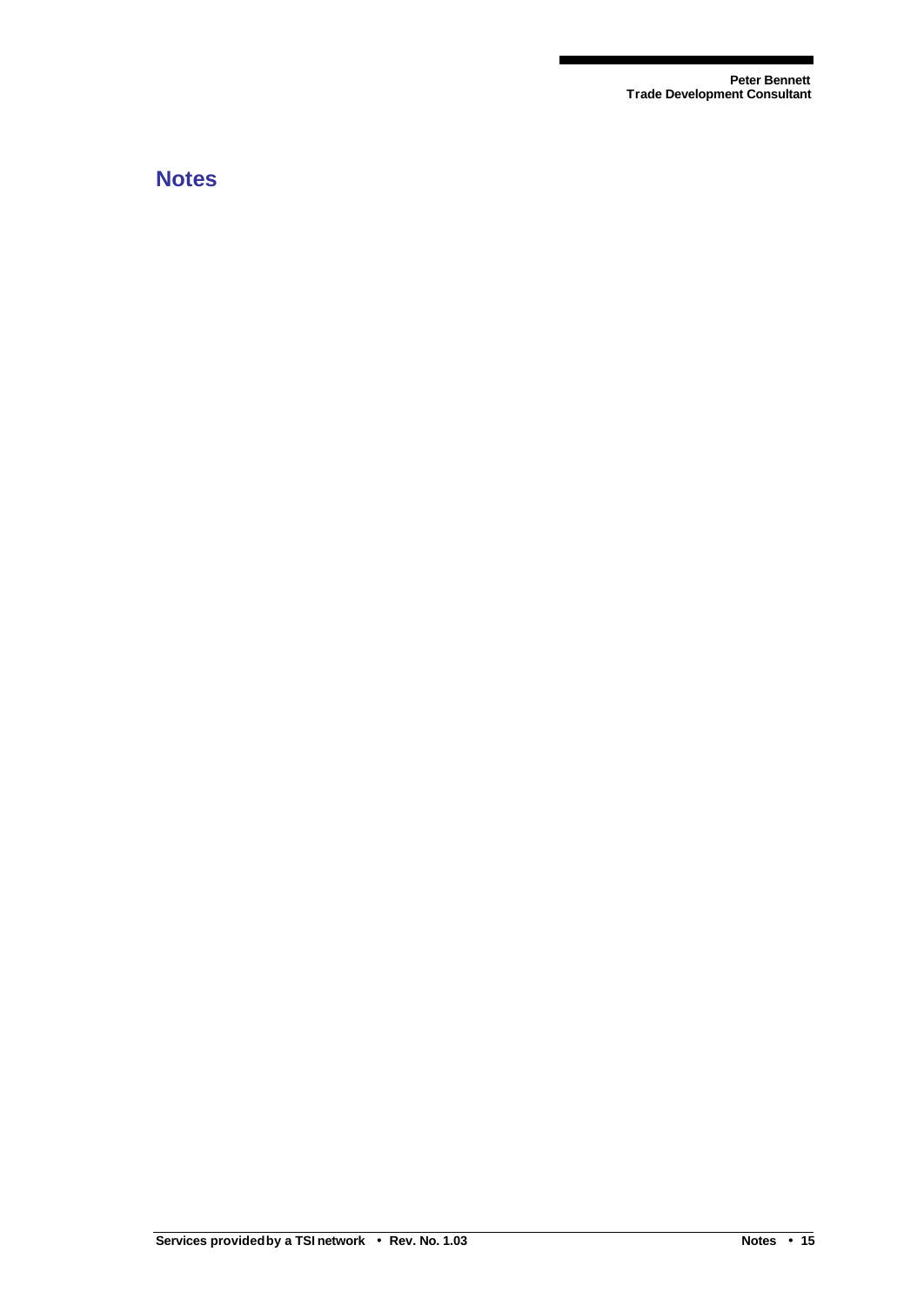## Notes